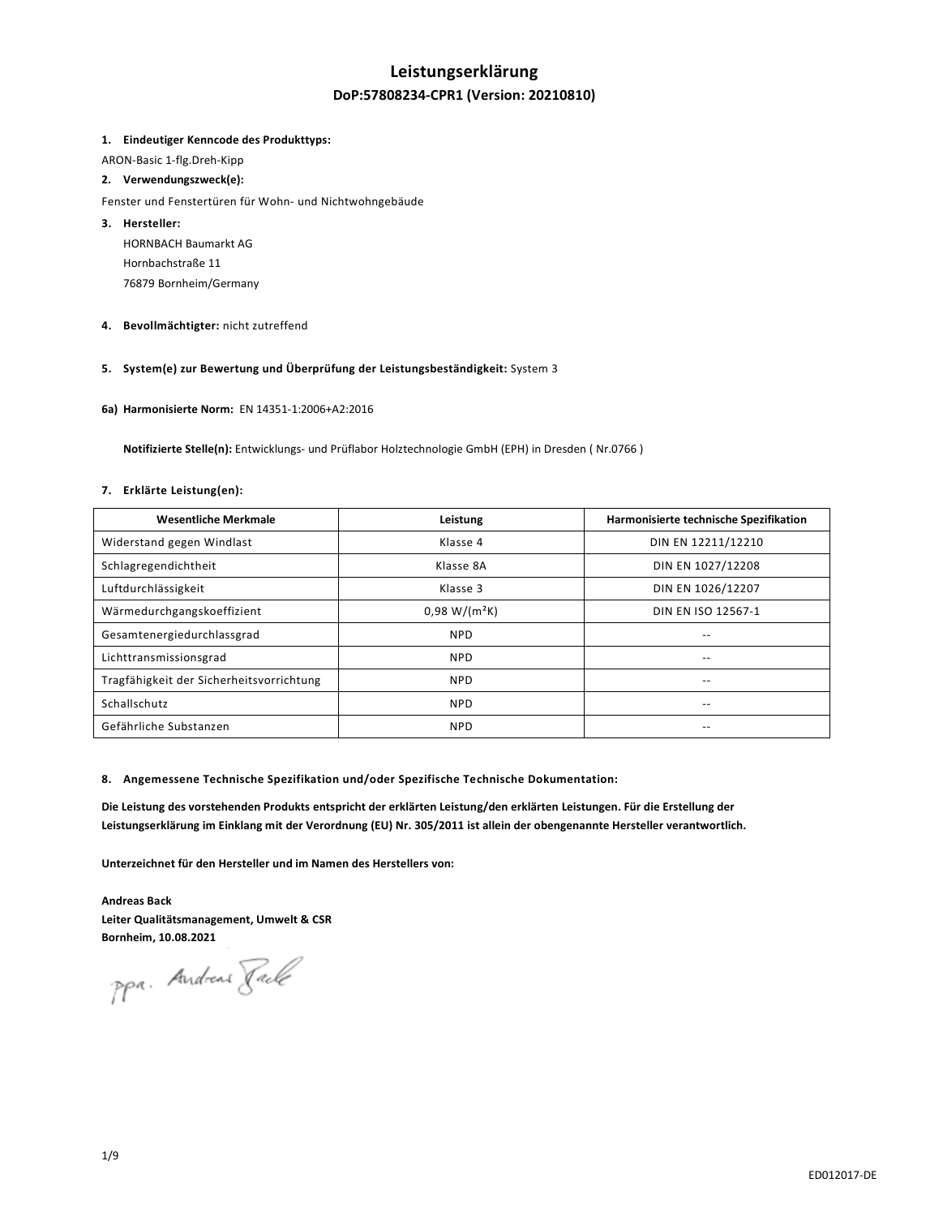# Leistungserklärung

## DoP:57808234-CPR1 (Version: 20210810)

1. **Eindeutiger Kenncode des Produkttyps:**

ARON-Basic 1-flg.Dreh-Kipp

2. **Verwendungszweck(e):**

Fenster und Fenstertüren für Wohn- und Nichtwohngebäude

3. **Hersteller:**

   HORNBACH Baumarkt AG
   Hornbachstraße 11
   76879 Bornheim/Germany

4. **Bevollmächtigter:** nicht zutreffend

5. **System(e) zur Bewertung und Überprüfung der Leistungsbeständigkeit:** System 3

**6a) Harmonisierte Norm:** EN 14351-1:2006+A2:2016

**Notifizierte Stelle(n):** Entwicklungs- und Prüflabor Holztechnologie GmbH (EPH) in Dresden ( Nr.0766 )

7. **Erklärte Leistung(en):**

| Wesentliche Merkmale | Leistung | Harmonisierte technische Spezifikation |
|---|---|---|
| Widerstand gegen Windlast | Klasse 4 | DIN EN 12211/12210 |
| Schlagregendichtheit | Klasse 8A | DIN EN 1027/12208 |
| Luftdurchlässigkeit | Klasse 3 | DIN EN 1026/12207 |
| Wärmedurchgangskoeffizient | 0,98 W/(m²K) | DIN EN ISO 12567-1 |
| Gesamtenergiedurchlassgrad | NPD | -- |
| Lichttransmissionsgrad | NPD | -- |
| Tragfähigkeit der Sicherheitsvorrichtung | NPD | -- |
| Schallschutz | NPD | -- |
| Gefährliche Substanzen | NPD | -- |

8. **Angemessene Technische Spezifikation und/oder Spezifische Technische Dokumentation:**

**Die Leistung des vorstehenden Produkts entspricht der erklärten Leistung/den erklärten Leistungen. Für die Erstellung der Leistungserklärung im Einklang mit der Verordnung (EU) Nr. 305/2011 ist allein der obengenannte Hersteller verantwortlich.**

**Unterzeichnet für den Hersteller und im Namen des Herstellers von:**

**Andreas Back**
**Leiter Qualitätsmanagement, Umwelt & CSR**
**Bornheim, 10.08.2021**

ppa. Andreas Back

ED012017-DE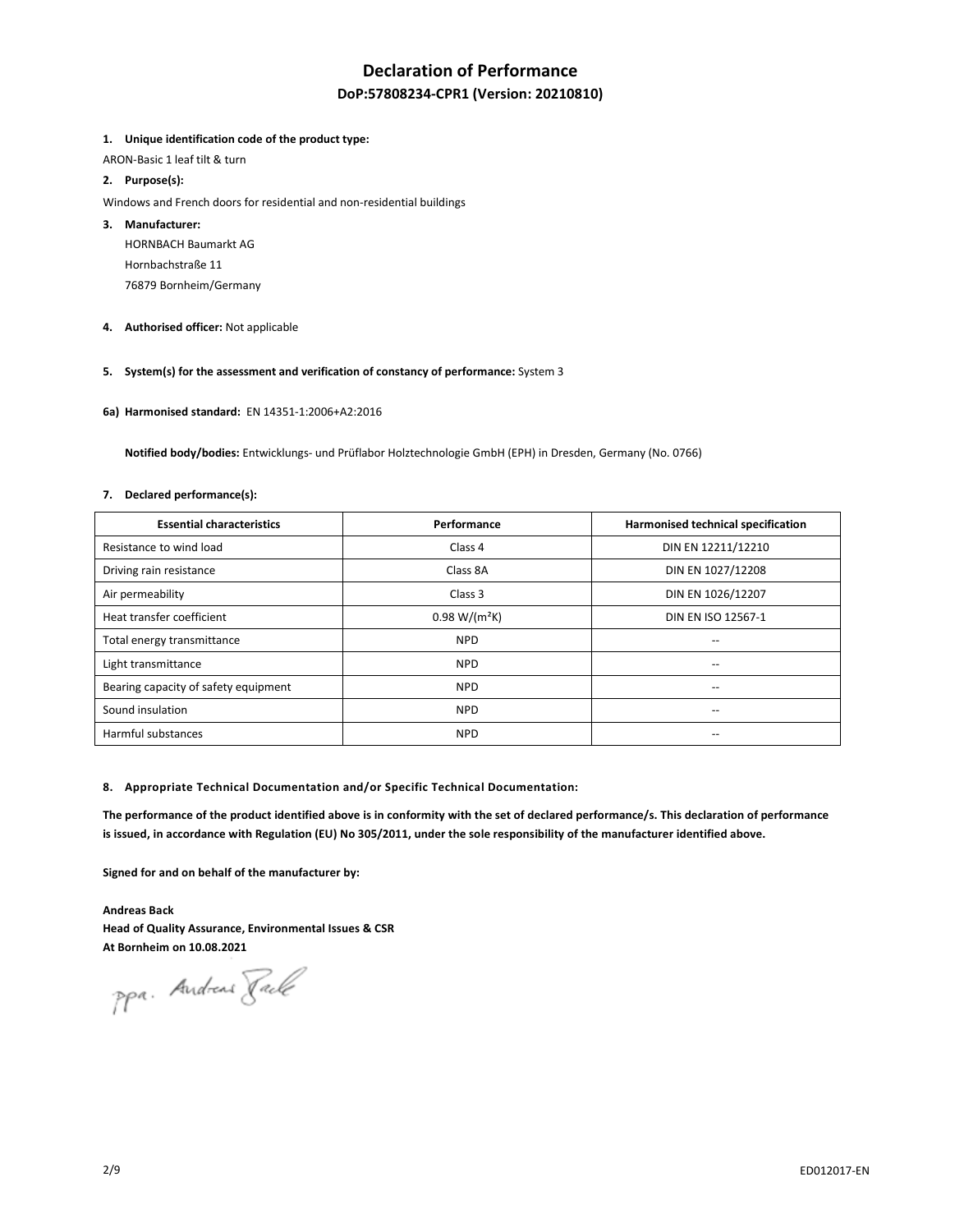# Declaration of Performance

## DoP:57808234-CPR1 (Version: 20210810)

**1. Unique identification code of the product type:**

ARON-Basic 1 leaf tilt & turn

**2. Purpose(s):**

Windows and French doors for residential and non-residential buildings

**3. Manufacturer:**

HORNBACH Baumarkt AG
Hornbachstraße 11
76879 Bornheim/Germany

**4. Authorised officer:** Not applicable

**5. System(s) for the assessment and verification of constancy of performance:** System 3

**6a) Harmonised standard:** EN 14351-1:2006+A2:2016

**Notified body/bodies:** Entwicklungs- und Prüflabor Holztechnologie GmbH (EPH) in Dresden, Germany (No. 0766)

**7. Declared performance(s):**

| Essential characteristics | Performance | Harmonised technical specification |
|---|---|---|
| Resistance to wind load | Class 4 | DIN EN 12211/12210 |
| Driving rain resistance | Class 8A | DIN EN 1027/12208 |
| Air permeability | Class 3 | DIN EN 1026/12207 |
| Heat transfer coefficient | 0.98 W/(m²K) | DIN EN ISO 12567-1 |
| Total energy transmittance | NPD | -- |
| Light transmittance | NPD | -- |
| Bearing capacity of safety equipment | NPD | -- |
| Sound insulation | NPD | -- |
| Harmful substances | NPD | -- |

**8. Appropriate Technical Documentation and/or Specific Technical Documentation:**

**The performance of the product identified above is in conformity with the set of declared performance/s. This declaration of performance is issued, in accordance with Regulation (EU) No 305/2011, under the sole responsibility of the manufacturer identified above.**

**Signed for and on behalf of the manufacturer by:**

**Andreas Back**
**Head of Quality Assurance, Environmental Issues & CSR**
**At Bornheim on 10.08.2021**

ppa. Andreas Back

ED012017-EN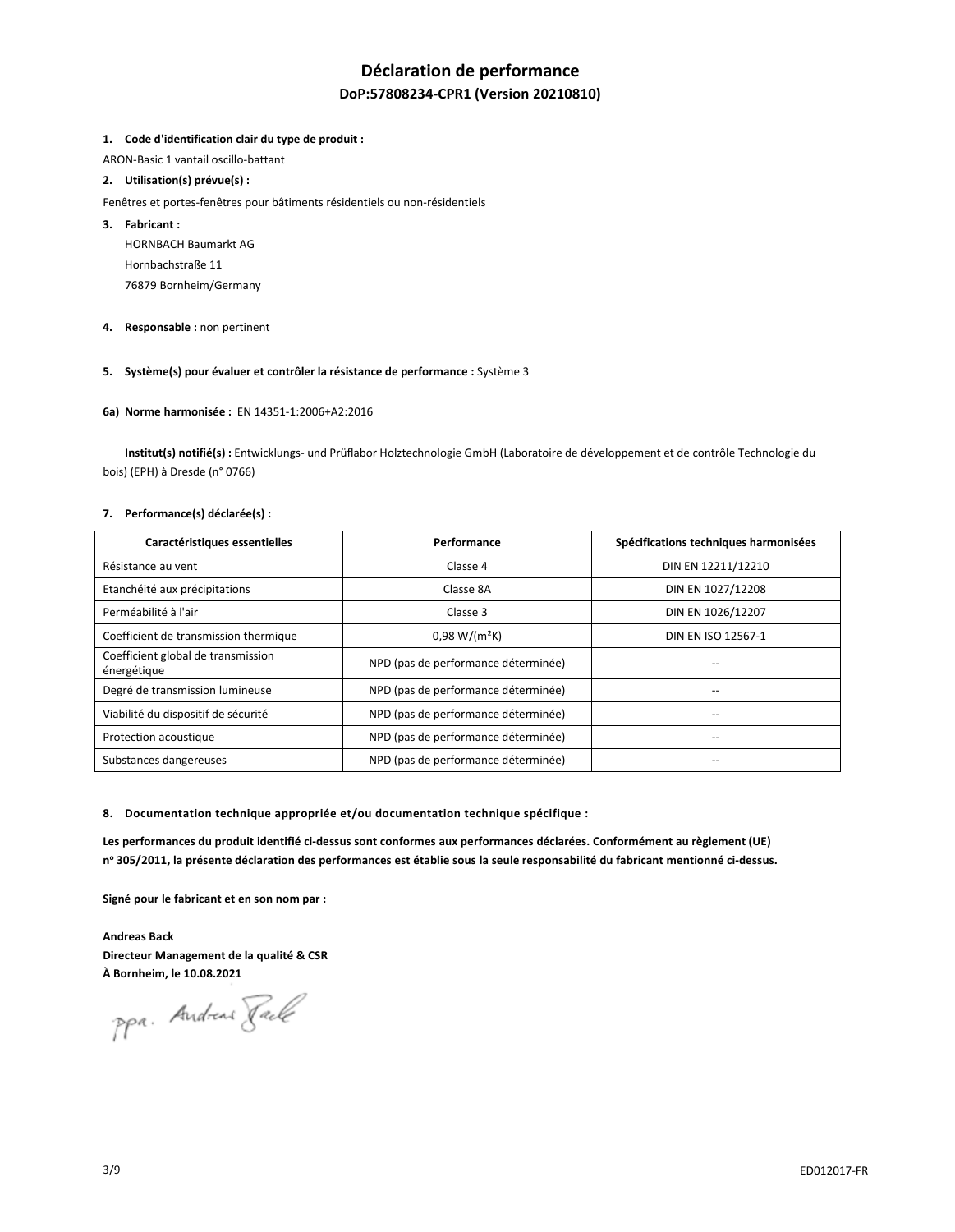# Déclaration de performance

## DoP:57808234-CPR1 (Version 20210810)

1. **Code d'identification clair du type de produit :**

ARON-Basic 1 vantail oscillo-battant

2. **Utilisation(s) prévue(s) :**

Fenêtres et portes-fenêtres pour bâtiments résidentiels ou non-résidentiels

3. **Fabricant :**

HORNBACH Baumarkt AG
Hornbachstraße 11
76879 Bornheim/Germany

4. **Responsable :** non pertinent

5. **Système(s) pour évaluer et contrôler la résistance de performance :** Système 3

6a) **Norme harmonisée :** EN 14351-1:2006+A2:2016

**Institut(s) notifié(s) :** Entwicklungs- und Prüflabor Holztechnologie GmbH (Laboratoire de développement et de contrôle Technologie du bois) (EPH) à Dresde (n° 0766)

7. **Performance(s) déclarée(s) :**

| Caractéristiques essentielles | Performance | Spécifications techniques harmonisées |
|---|---|---|
| Résistance au vent | Classe 4 | DIN EN 12211/12210 |
| Etanchéité aux précipitations | Classe 8A | DIN EN 1027/12208 |
| Perméabilité à l'air | Classe 3 | DIN EN 1026/12207 |
| Coefficient de transmission thermique | 0,98 W/(m²K) | DIN EN ISO 12567-1 |
| Coefficient global de transmission énergétique | NPD (pas de performance déterminée) | -- |
| Degré de transmission lumineuse | NPD (pas de performance déterminée) | -- |
| Viabilité du dispositif de sécurité | NPD (pas de performance déterminée) | -- |
| Protection acoustique | NPD (pas de performance déterminée) | -- |
| Substances dangereuses | NPD (pas de performance déterminée) | -- |

8. **Documentation technique appropriée et/ou documentation technique spécifique :**

**Les performances du produit identifié ci-dessus sont conformes aux performances déclarées. Conformément au règlement (UE) n° 305/2011, la présente déclaration des performances est établie sous la seule responsabilité du fabricant mentionné ci-dessus.**

**Signé pour le fabricant et en son nom par :**

**Andreas Back**
**Directeur Management de la qualité & CSR**
**À Bornheim, le 10.08.2021**

ppa. Andreas Back

ED012017-FR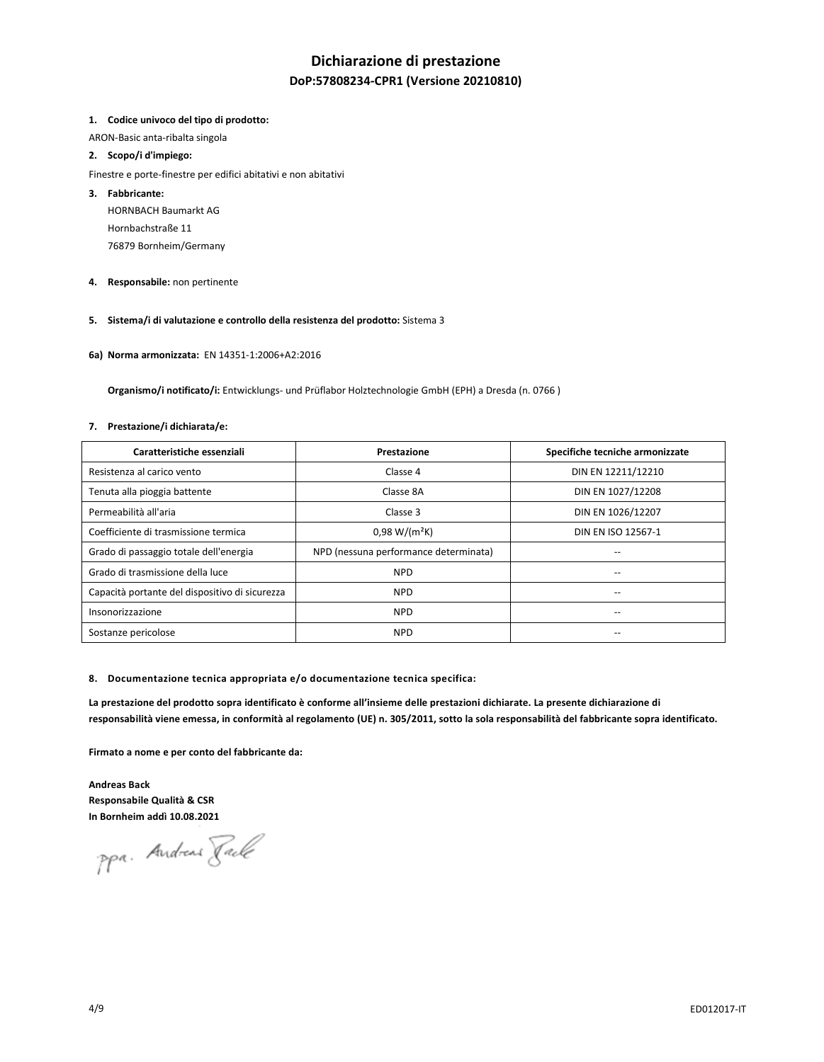# Dichiarazione di prestazione

## DoP:57808234-CPR1 (Versione 20210810)

**1. Codice univoco del tipo di prodotto:**

ARON-Basic anta-ribalta singola

**2. Scopo/i d'impiego:**

Finestre e porte-finestre per edifici abitativi e non abitativi

**3. Fabbricante:**

HORNBACH Baumarkt AG
Hornbachstraße 11
76879 Bornheim/Germany

**4. Responsabile:** non pertinente

**5. Sistema/i di valutazione e controllo della resistenza del prodotto:** Sistema 3

**6a) Norma armonizzata:** EN 14351-1:2006+A2:2016

**Organismo/i notificato/i:** Entwicklungs- und Prüflabor Holztechnologie GmbH (EPH) a Dresda (n. 0766 )

**7. Prestazione/i dichiarata/e:**

| Caratteristiche essenziali | Prestazione | Specifiche tecniche armonizzate |
|---|---|---|
| Resistenza al carico vento | Classe 4 | DIN EN 12211/12210 |
| Tenuta alla pioggia battente | Classe 8A | DIN EN 1027/12208 |
| Permeabilità all'aria | Classe 3 | DIN EN 1026/12207 |
| Coefficiente di trasmissione termica | 0,98 W/(m²K) | DIN EN ISO 12567-1 |
| Grado di passaggio totale dell'energia | NPD (nessuna performance determinata) | -- |
| Grado di trasmissione della luce | NPD | -- |
| Capacità portante del dispositivo di sicurezza | NPD | -- |
| Insonorizzazione | NPD | -- |
| Sostanze pericolose | NPD | -- |

**8. Documentazione tecnica appropriata e/o documentazione tecnica specifica:**

**La prestazione del prodotto sopra identificato è conforme all'insieme delle prestazioni dichiarate. La presente dichiarazione di responsabilità viene emessa, in conformità al regolamento (UE) n. 305/2011, sotto la sola responsabilità del fabbricante sopra identificato.**

**Firmato a nome e per conto del fabbricante da:**

**Andreas Back**
**Responsabile Qualità & CSR**
**In Bornheim addì 10.08.2021**

ppa. Andreas Back

ED012017-IT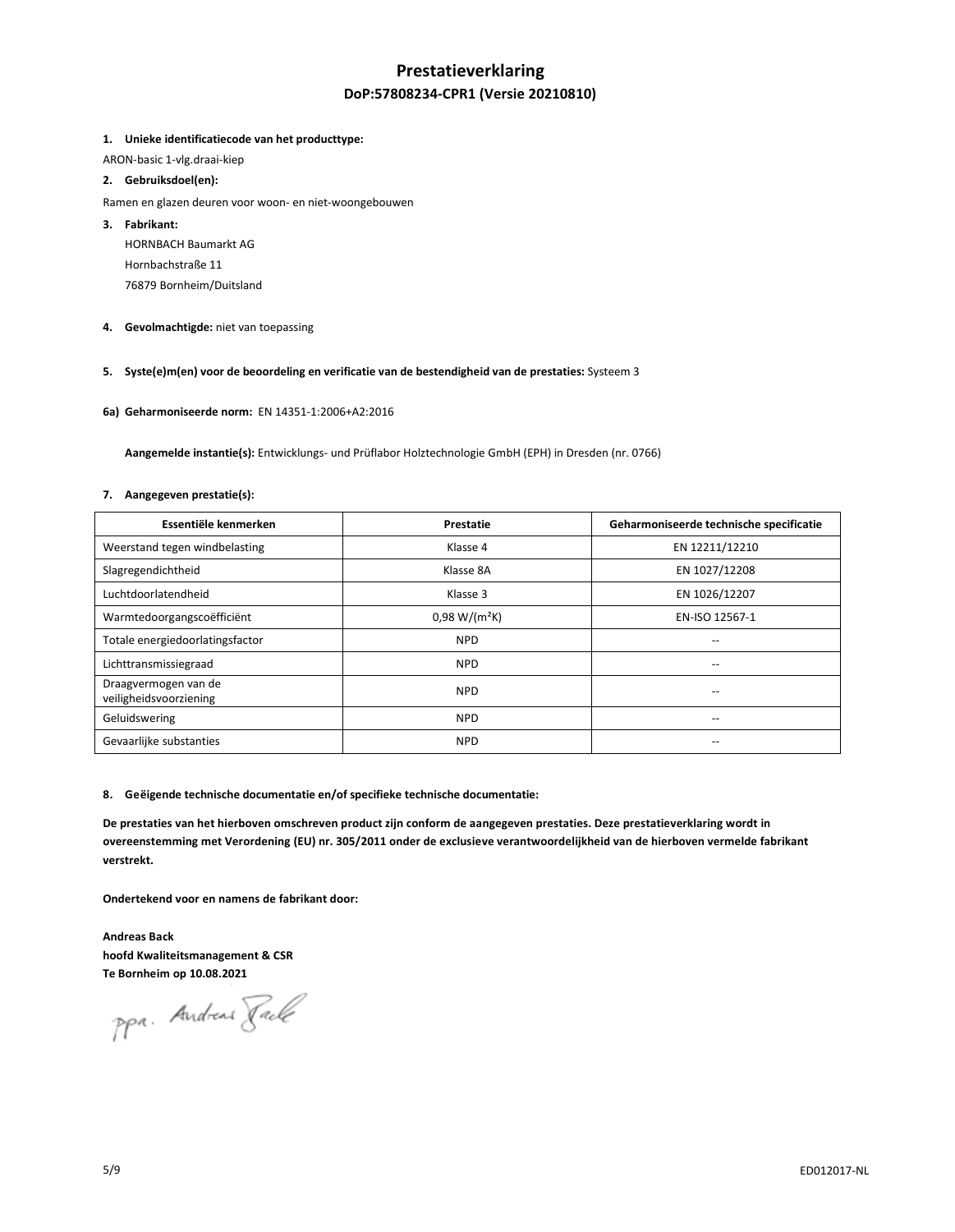# Prestatieverklaring

## DoP:57808234-CPR1 (Versie 20210810)

**1. Unieke identificatiecode van het producttype:**

ARON-basic 1-vlg.draai-kiep

**2. Gebruiksdoel(en):**

Ramen en glazen deuren voor woon- en niet-woongebouwen

**3. Fabrikant:**

HORNBACH Baumarkt AG
Hornbachstraße 11
76879 Bornheim/Duitsland

**4. Gevolmachtigde:** niet van toepassing

**5. Syste(e)m(en) voor de beoordeling en verificatie van de bestendigheid van de prestaties:** Systeem 3

**6a) Geharmoniseerde norm:** EN 14351-1:2006+A2:2016

**Aangemelde instantie(s):** Entwicklungs- und Prüflabor Holztechnologie GmbH (EPH) in Dresden (nr. 0766)

**7. Aangegeven prestatie(s):**

| Essentiële kenmerken | Prestatie | Geharmoniseerde technische specificatie |
|---|---|---|
| Weerstand tegen windbelasting | Klasse 4 | EN 12211/12210 |
| Slagregendichtheid | Klasse 8A | EN 1027/12208 |
| Luchtdoorlatendheid | Klasse 3 | EN 1026/12207 |
| Warmtedoorgangscoëfficiënt | 0,98 W/(m²K) | EN-ISO 12567-1 |
| Totale energiedoorlatingsfactor | NPD | -- |
| Lichttransmissiegraad | NPD | -- |
| Draagvermogen van de veiligheidsvoorziening | NPD | -- |
| Geluidswering | NPD | -- |
| Gevaarlijke substanties | NPD | -- |

**8. Geëigende technische documentatie en/of specifieke technische documentatie:**

**De prestaties van het hierboven omschreven product zijn conform de aangegeven prestaties. Deze prestatieverklaring wordt in overeenstemming met Verordening (EU) nr. 305/2011 onder de exclusieve verantwoordelijkheid van de hierboven vermelde fabrikant verstrekt.**

**Ondertekend voor en namens de fabrikant door:**

**Andreas Back**
**hoofd Kwaliteitsmanagement & CSR**
**Te Bornheim op 10.08.2021**

ppa. Andreas Back

ED012017-NL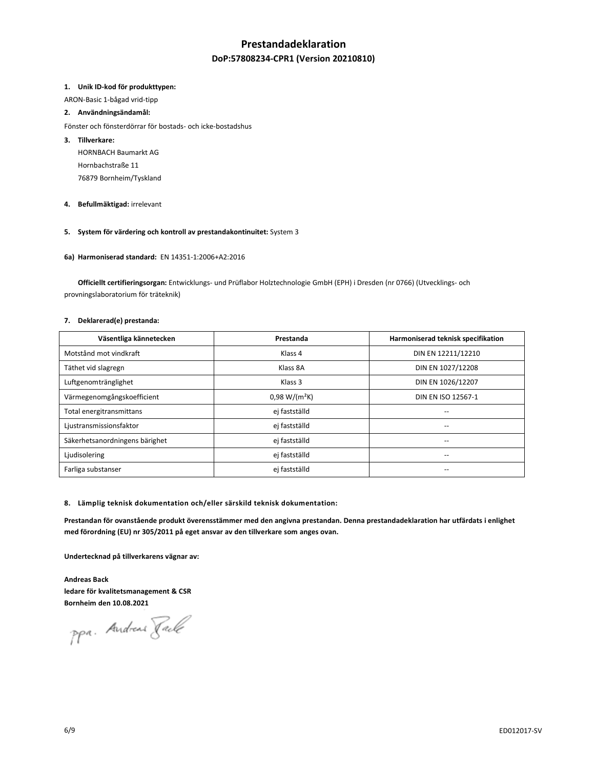# Prestandadeklaration

## DoP:57808234-CPR1 (Version 20210810)

**1. Unik ID-kod för produkttypen:**

ARON-Basic 1-bågad vrid-tipp

**2. Användningsändamål:**

Fönster och fönsterdörrar för bostads- och icke-bostadshus

**3. Tillverkare:**

HORNBACH Baumarkt AG
Hornbachstraße 11
76879 Bornheim/Tyskland

**4. Befullmäktigad:** irrelevant

**5. System för värdering och kontroll av prestandakontinuitet:** System 3

**6a) Harmoniserad standard:** EN 14351-1:2006+A2:2016

**Officiellt certifieringsorgan:** Entwicklungs- und Prüflabor Holztechnologie GmbH (EPH) i Dresden (nr 0766) (Utvecklings- och provningslaboratorium för träteknik)

**7. Deklarerad(e) prestanda:**

| Väsentliga kännetecken | Prestanda | Harmoniserad teknisk specifikation |
| --- | --- | --- |
| Motstånd mot vindkraft | Klass 4 | DIN EN 12211/12210 |
| Täthet vid slagregn | Klass 8A | DIN EN 1027/12208 |
| Luftgenomtränglighet | Klass 3 | DIN EN 1026/12207 |
| Värmegenomgångskoefficient | 0,98 W/(m²K) | DIN EN ISO 12567-1 |
| Total energitransmittans | ej fastställd | -- |
| Ljustransmissionsfaktor | ej fastställd | -- |
| Säkerhetsanordningens bärighet | ej fastställd | -- |
| Ljudisolering | ej fastställd | -- |
| Farliga substanser | ej fastställd | -- |

**8. Lämplig teknisk dokumentation och/eller särskild teknisk dokumentation:**

**Prestandan för ovanstående produkt överensstämmer med den angivna prestandan. Denna prestandadeklaration har utfärdats i enlighet med förordning (EU) nr 305/2011 på eget ansvar av den tillverkare som anges ovan.**

**Undertecknad på tillverkarens vägnar av:**

**Andreas Back**
**ledare för kvalitetsmanagement & CSR**
**Bornheim den 10.08.2021**

ppa. Andreas Back

ED012017-SV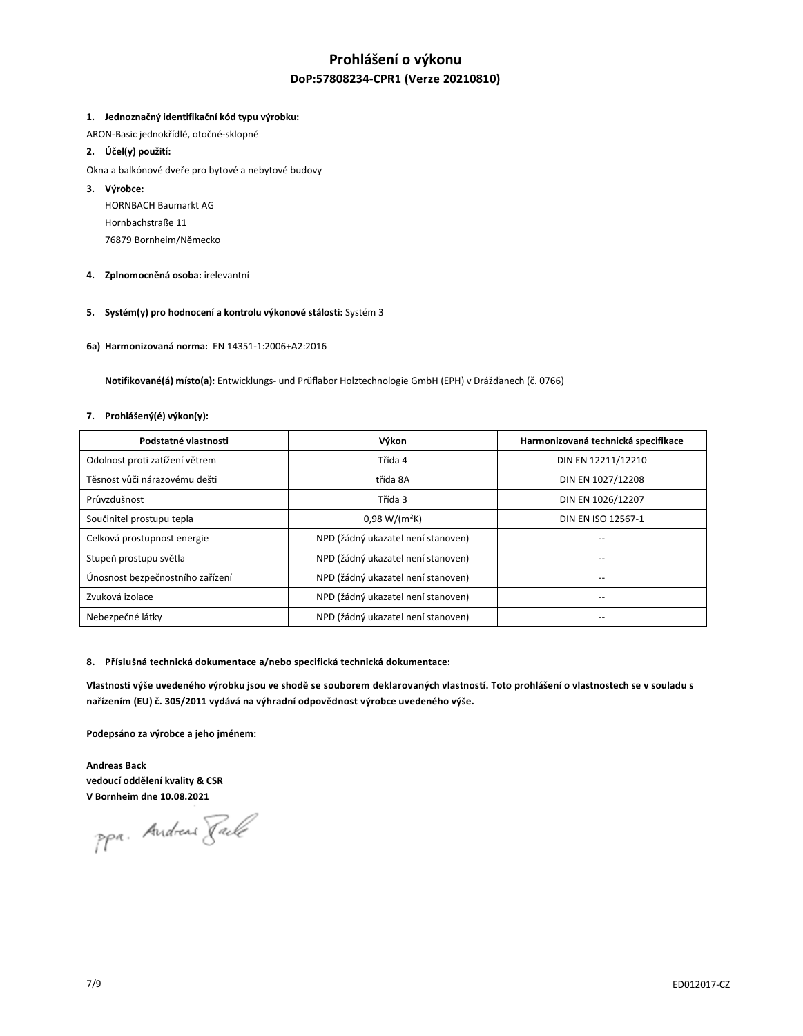# Prohlášení o výkonu

## DoP:57808234-CPR1 (Verze 20210810)

1. **Jednoznačný identifikační kód typu výrobku:**

ARON-Basic jednokřídlé, otočné-sklopné

2. **Účel(y) použití:**

Okna a balkónové dveře pro bytové a nebytové budovy

3. **Výrobce:**

   HORNBACH Baumarkt AG
   Hornbachstraße 11
   76879 Bornheim/Německo

4. **Zplnomocněná osoba:** irelevantní

5. **Systém(y) pro hodnocení a kontrolu výkonové stálosti:** Systém 3

**6a) Harmonizovaná norma:** EN 14351-1:2006+A2:2016

**Notifikované(á) místo(a):** Entwicklungs- und Prüflabor Holztechnologie GmbH (EPH) v Drážďanech (č. 0766)

7. **Prohlášený(é) výkon(y):**

| Podstatné vlastnosti | Výkon | Harmonizovaná technická specifikace |
|---|---|---|
| Odolnost proti zatížení větrem | Třída 4 | DIN EN 12211/12210 |
| Těsnost vůči nárazovému dešti | třída 8A | DIN EN 1027/12208 |
| Průvzdušnost | Třída 3 | DIN EN 1026/12207 |
| Součinitel prostupu tepla | 0,98 $W/(m^2K)$ | DIN EN ISO 12567-1 |
| Celková prostupnost energie | NPD (žádný ukazatel není stanoven) | -- |
| Stupeň prostupu světla | NPD (žádný ukazatel není stanoven) | -- |
| Únosnost bezpečnostního zařízení | NPD (žádný ukazatel není stanoven) | -- |
| Zvuková izolace | NPD (žádný ukazatel není stanoven) | -- |
| Nebezpečné látky | NPD (žádný ukazatel není stanoven) | -- |

8. **Příslušná technická dokumentace a/nebo specifická technická dokumentace:**

**Vlastnosti výše uvedeného výrobku jsou ve shodě se souborem deklarovaných vlastností. Toto prohlášení o vlastnostech se v souladu s nařízením (EU) č. 305/2011 vydává na výhradní odpovědnost výrobce uvedeného výše.**

**Podepsáno za výrobce a jeho jménem:**

**Andreas Back**
**vedoucí oddělení kvality & CSR**
**V Bornheim dne 10.08.2021**

ppa. Andreas Back

ED012017-CZ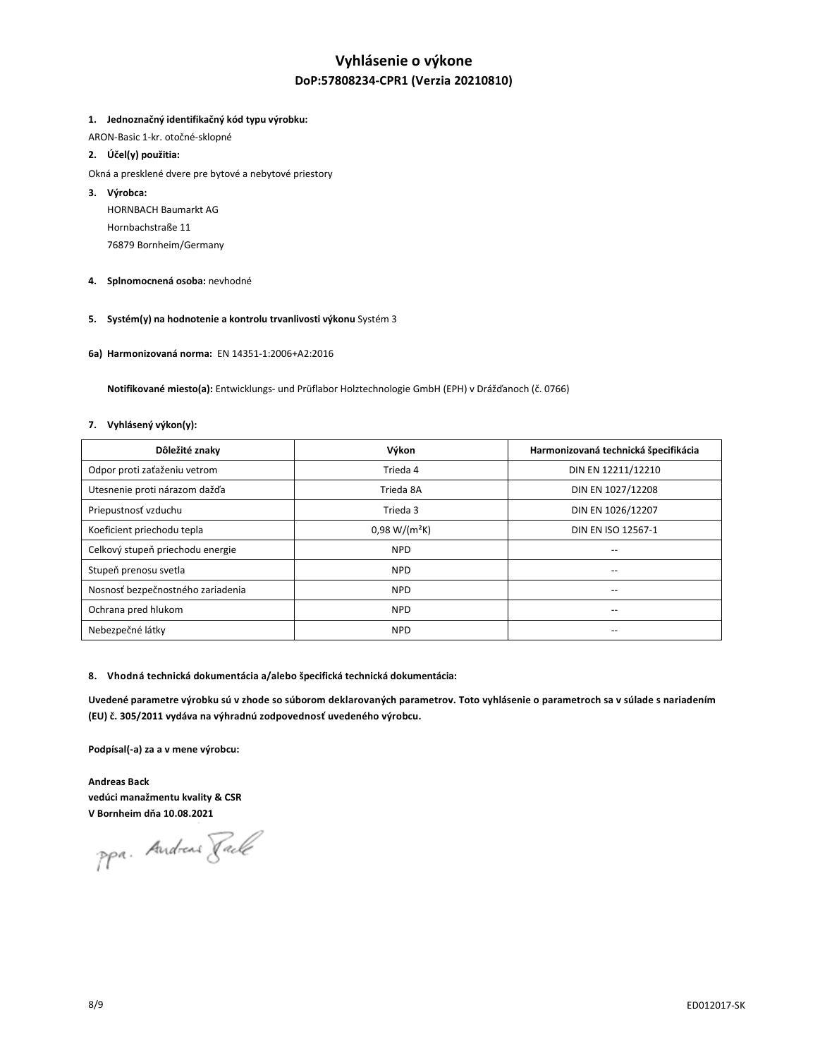# Vyhlásenie o výkone

## DoP:57808234-CPR1 (Verzia 20210810)

**1. Jednoznačný identifikačný kód typu výrobku:**

ARON-Basic 1-kr. otočné-sklopné

**2. Účel(y) použitia:**

Okná a presklené dvere pre bytové a nebytové priestory

**3. Výrobca:**

HORNBACH Baumarkt AG
Hornbachstraße 11
76879 Bornheim/Germany

**4. Splnomocnená osoba:** nevhodné

**5. Systém(y) na hodnotenie a kontrolu trvanlivosti výkonu** Systém 3

**6a) Harmonizovaná norma:** EN 14351-1:2006+A2:2016

**Notifikované miesto(a):** Entwicklungs- und Prüflabor Holztechnologie GmbH (EPH) v Drážďanoch (č. 0766)

**7. Vyhlásený výkon(y):**

| Dôležité znaky | Výkon | Harmonizovaná technická špecifikácia |
|---|---|---|
| Odpor proti zaťaženiu vetrom | Trieda 4 | DIN EN 12211/12210 |
| Utesnenie proti nárazom dažďa | Trieda 8A | DIN EN 1027/12208 |
| Priepustnosť vzduchu | Trieda 3 | DIN EN 1026/12207 |
| Koeficient priechodu tepla | 0,98 W/(m²K) | DIN EN ISO 12567-1 |
| Celkový stupeň priechodu energie | NPD | -- |
| Stupeň prenosu svetla | NPD | -- |
| Nosnosť bezpečnostného zariadenia | NPD | -- |
| Ochrana pred hlukom | NPD | -- |
| Nebezpečné látky | NPD | -- |

**8. Vhodná technická dokumentácia a/alebo špecifická technická dokumentácia:**

**Uvedené parametre výrobku sú v zhode so súborom deklarovaných parametrov. Toto vyhlásenie o parametroch sa v súlade s nariadením (EU) č. 305/2011 vydáva na výhradnú zodpovednosť uvedeného výrobcu.**

**Podpísal(-a) za a v mene výrobcu:**

**Andreas Back**
**vedúci manažmentu kvality & CSR**
**V Bornheim dňa 10.08.2021**

ppa. Andreas Back

ED012017-SK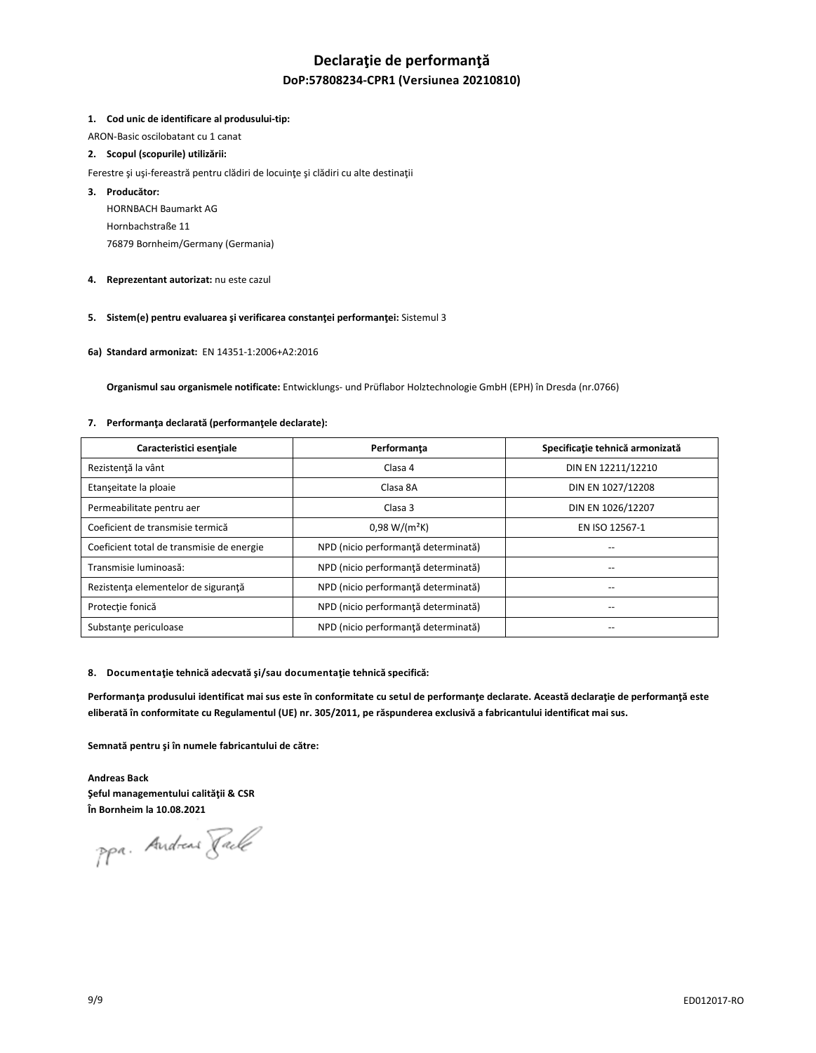# Declaraţie de performanţă

## DoP:57808234-CPR1 (Versiunea 20210810)

**1. Cod unic de identificare al produsului-tip:**

ARON-Basic oscilobatant cu 1 canat

**2. Scopul (scopurile) utilizării:**

Ferestre şi uşi-fereastră pentru clădiri de locuinţe şi clădiri cu alte destinaţii

**3. Producător:**

HORNBACH Baumarkt AG
Hornbachstraße 11
76879 Bornheim/Germany (Germania)

**4. Reprezentant autorizat:** nu este cazul

**5. Sistem(e) pentru evaluarea şi verificarea constanţei performanţei:** Sistemul 3

**6a) Standard armonizat:** EN 14351-1:2006+A2:2016

**Organismul sau organismele notificate:** Entwicklungs- und Prüflabor Holztechnologie GmbH (EPH) în Dresda (nr.0766)

**7. Performanţa declarată (performanţele declarate):**

| Caracteristici esenţiale | Performanţa | Specificaţie tehnică armonizată |
|---|---|---|
| Rezistenţă la vânt | Clasa 4 | DIN EN 12211/12210 |
| Etanşeitate la ploaie | Clasa 8A | DIN EN 1027/12208 |
| Permeabilitate pentru aer | Clasa 3 | DIN EN 1026/12207 |
| Coeficient de transmisie termică | 0,98 $W/(m^2K)$ | EN ISO 12567-1 |
| Coeficient total de transmisie de energie | NPD (nicio performanţă determinată) | -- |
| Transmisie luminoasă: | NPD (nicio performanţă determinată) | -- |
| Rezistenţa elementelor de siguranţă | NPD (nicio performanţă determinată) | -- |
| Protecţie fonică | NPD (nicio performanţă determinată) | -- |
| Substanţe periculoase | NPD (nicio performanţă determinată) | -- |

**8. Documentaţie tehnică adecvată şi/sau documentaţie tehnică specifică:**

**Performanţa produsului identificat mai sus este în conformitate cu setul de performanţe declarate. Această declaraţie de performanţă este eliberată în conformitate cu Regulamentul (UE) nr. 305/2011, pe răspunderea exclusivă a fabricantului identificat mai sus.**

**Semnată pentru şi în numele fabricantului de către:**

**Andreas Back**
**Şeful managementului calităţii & CSR**
**În Bornheim la 10.08.2021**

ppa. Andreas Back

ED012017-RO